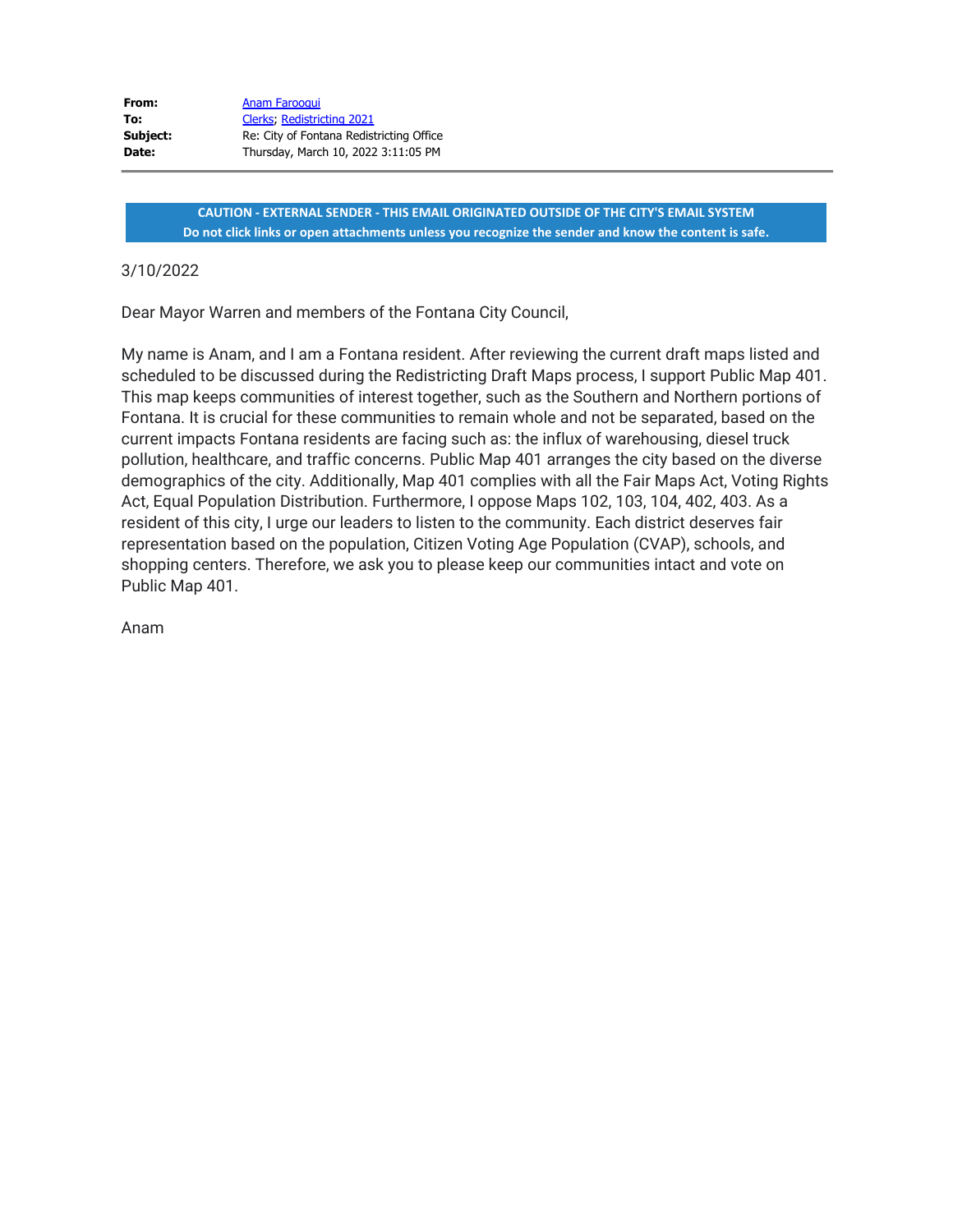**From:** Anam Farooqui
**To:** Clerks; Redistricting 2021
**Subject:** Re: City of Fontana Redistricting Office
**Date:** Thursday, March 10, 2022 3:11:05 PM

---

**CAUTION - EXTERNAL SENDER - THIS EMAIL ORIGINATED OUTSIDE OF THE CITY'S EMAIL SYSTEM**
**Do not click links or open attachments unless you recognize the sender and know the content is safe.**

3/10/2022

Dear Mayor Warren and members of the Fontana City Council,

My name is Anam, and I am a Fontana resident. After reviewing the current draft maps listed and scheduled to be discussed during the Redistricting Draft Maps process, I support Public Map 401. This map keeps communities of interest together, such as the Southern and Northern portions of Fontana. It is crucial for these communities to remain whole and not be separated, based on the current impacts Fontana residents are facing such as: the influx of warehousing, diesel truck pollution, healthcare, and traffic concerns. Public Map 401 arranges the city based on the diverse demographics of the city. Additionally, Map 401 complies with all the Fair Maps Act, Voting Rights Act, Equal Population Distribution. Furthermore, I oppose Maps 102, 103, 104, 402, 403. As a resident of this city, I urge our leaders to listen to the community. Each district deserves fair representation based on the population, Citizen Voting Age Population (CVAP), schools, and shopping centers. Therefore, we ask you to please keep our communities intact and vote on Public Map 401.

Anam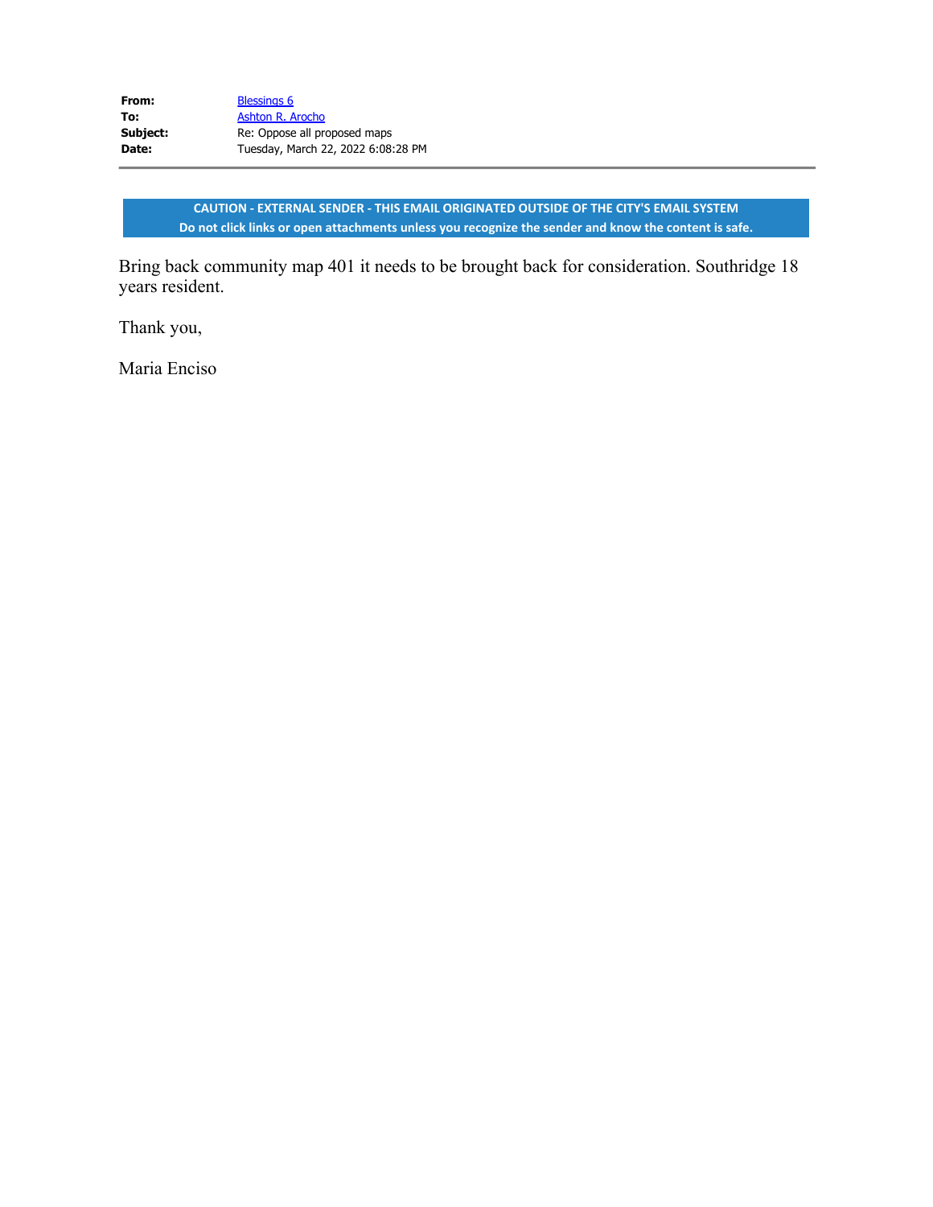| | |
|---|---|
| **From:** | Blessings 6 |
| **To:** | Ashton R. Arocho |
| **Subject:** | Re: Oppose all proposed maps |
| **Date:** | Tuesday, March 22, 2022 6:08:28 PM |

**CAUTION - EXTERNAL SENDER - THIS EMAIL ORIGINATED OUTSIDE OF THE CITY'S EMAIL SYSTEM**
**Do not click links or open attachments unless you recognize the sender and know the content is safe.**

Bring back community map 401 it needs to be brought back for consideration. Southridge 18 years resident.

Thank you,

Maria Enciso